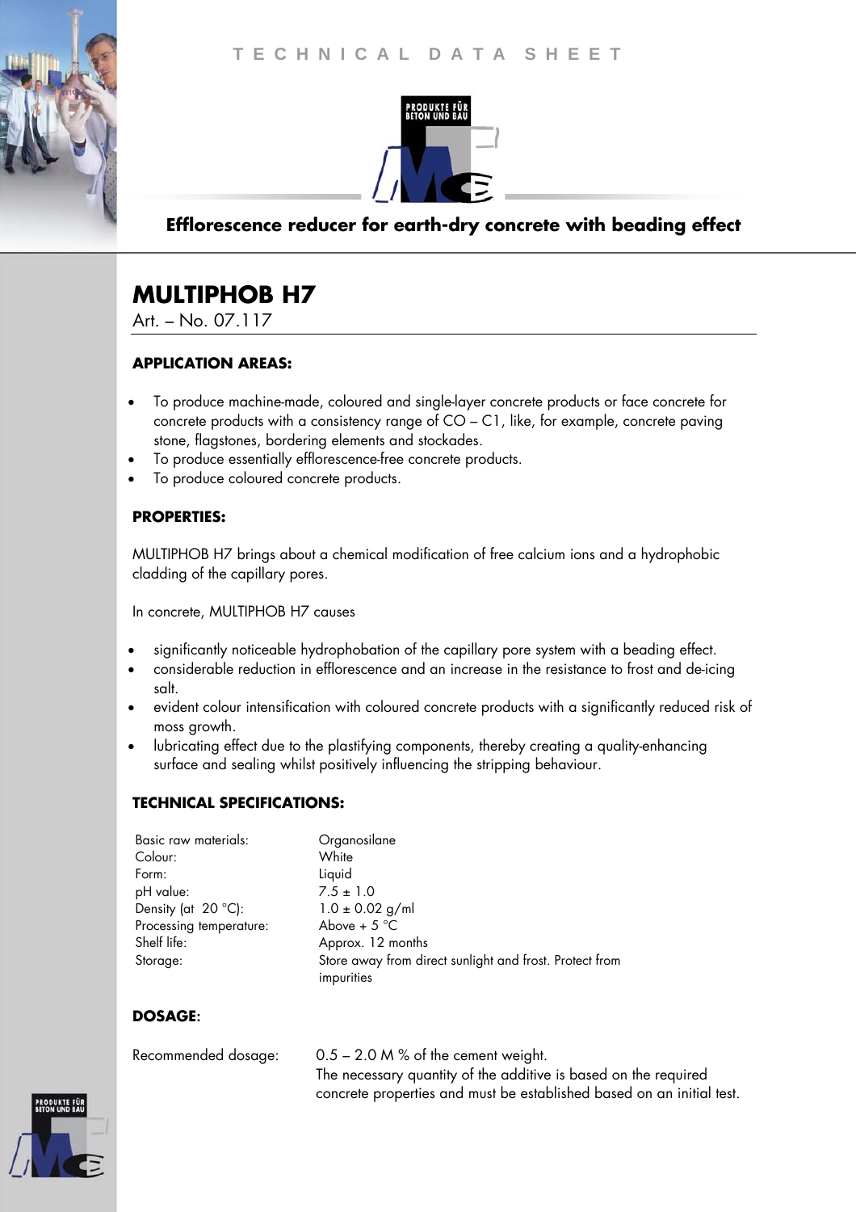TECHNICAL DATA SHEET

PRODUKTE FÜR BETON UND BAU

**Efflorescence reducer for earth-dry concrete with beading effect**

# MULTIPHOB H7

Art. – No. 07.117

## APPLICATION AREAS:

- To produce machine-made, coloured and single-layer concrete products or face concrete for concrete products with a consistency range of CO – C1, like, for example, concrete paving stone, flagstones, bordering elements and stockades.
- To produce essentially efflorescence-free concrete products.
- To produce coloured concrete products.

## PROPERTIES:

MULTIPHOB H7 brings about a chemical modification of free calcium ions and a hydrophobic cladding of the capillary pores.

In concrete, MULTIPHOB H7 causes

- significantly noticeable hydrophobation of the capillary pore system with a beading effect.
- considerable reduction in efflorescence and an increase in the resistance to frost and de-icing salt.
- evident colour intensification with coloured concrete products with a significantly reduced risk of moss growth.
- lubricating effect due to the plastifying components, thereby creating a quality-enhancing surface and sealing whilst positively influencing the stripping behaviour.

## TECHNICAL SPECIFICATIONS:

| | |
|---|---|
| Basic raw materials: | Organosilane |
| Colour: | White |
| Form: | Liquid |
| pH value: | 7.5 ± 1.0 |
| Density (at 20 °C): | 1.0 ± 0.02 g/ml |
| Processing temperature: | Above + 5 °C |
| Shelf life: | Approx. 12 months |
| Storage: | Store away from direct sunlight and frost. Protect from impurities |

## DOSAGE:

| | |
|---|---|
| Recommended dosage: | 0.5 – 2.0 M % of the cement weight. The necessary quantity of the additive is based on the required concrete properties and must be established based on an initial test. |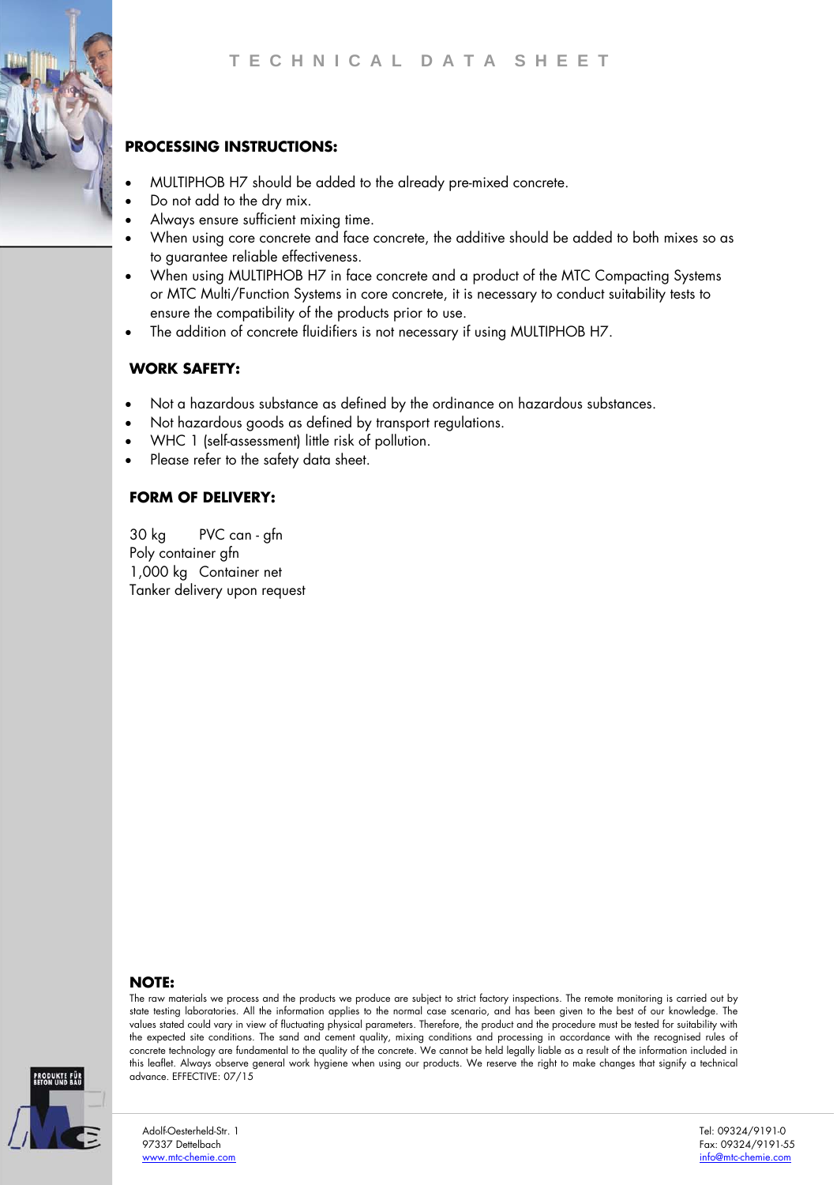## PROCESSING INSTRUCTIONS:

- MULTIPHOB H7 should be added to the already pre-mixed concrete.
- Do not add to the dry mix.
- Always ensure sufficient mixing time.
- When using core concrete and face concrete, the additive should be added to both mixes so as to guarantee reliable effectiveness.
- When using MULTIPHOB H7 in face concrete and a product of the MTC Compacting Systems or MTC Multi/Function Systems in core concrete, it is necessary to conduct suitability tests to ensure the compatibility of the products prior to use.
- The addition of concrete fluidifiers is not necessary if using MULTIPHOB H7.

## WORK SAFETY:

- Not a hazardous substance as defined by the ordinance on hazardous substances.
- Not hazardous goods as defined by transport regulations.
- WHC 1 (self-assessment) little risk of pollution.
- Please refer to the safety data sheet.

## FORM OF DELIVERY:

30 kg PVC can - gfn
Poly container gfn
1,000 kg Container net
Tanker delivery upon request

## NOTE:

The raw materials we process and the products we produce are subject to strict factory inspections. The remote monitoring is carried out by state testing laboratories. All the information applies to the normal case scenario, and has been given to the best of our knowledge. The values stated could vary in view of fluctuating physical parameters. Therefore, the product and the procedure must be tested for suitability with the expected site conditions. The sand and cement quality, mixing conditions and processing in accordance with the recognised rules of concrete technology are fundamental to the quality of the concrete. We cannot be held legally liable as a result of the information included in this leaflet. Always observe general work hygiene when using our products. We reserve the right to make changes that signify a technical advance. EFFECTIVE: 07/15

Adolf-Oesterheld-Str. 1
97337 Dettelbach
www.mtc-chemie.com

Tel: 09324/9191-0
Fax: 09324/9191-55
info@mtc-chemie.com